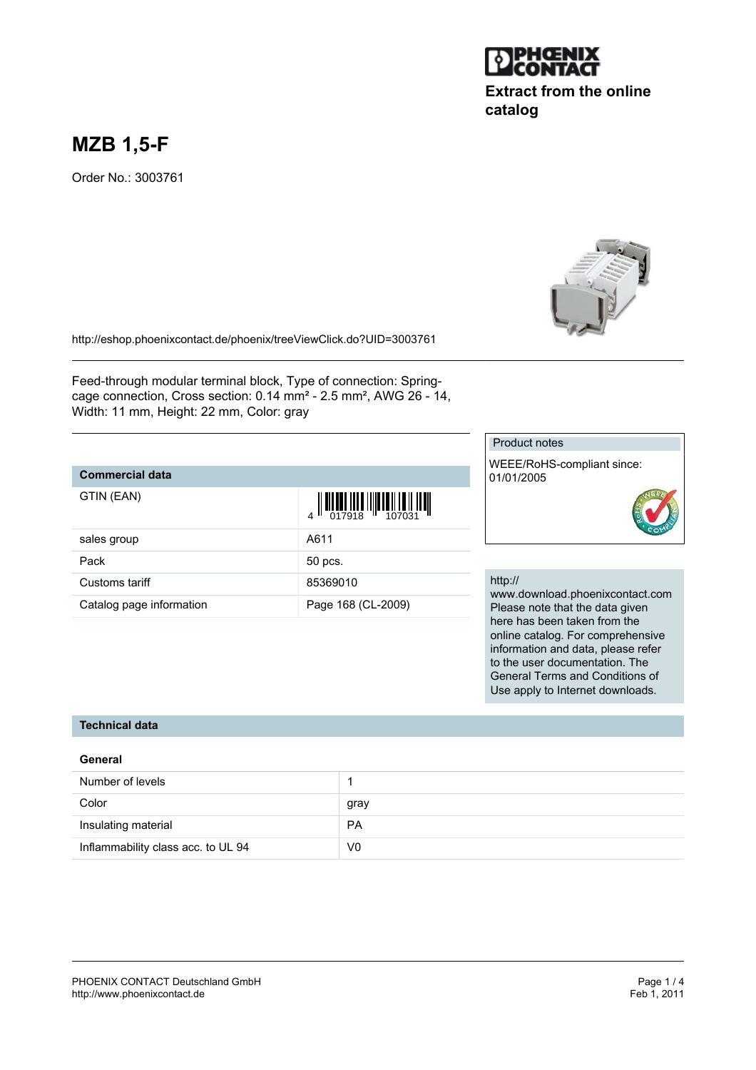Extract from the online catalog

# MZB 1,5-F

Order No.: 3003761

http://eshop.phoenixcontact.de/phoenix/treeViewClick.do?UID=3003761

Feed-through modular terminal block, Type of connection: Spring-cage connection, Cross section: 0.14 mm² - 2.5 mm², AWG 26 - 14, Width: 11 mm, Height: 22 mm, Color: gray

## Commercial data

| Commercial data | |
|---|---|
| GTIN (EAN) | 4 017918 107031 |
| sales group | A611 |
| Pack | 50 pcs. |
| Customs tariff | 85369010 |
| Catalog page information | Page 168 (CL-2009) |

**Product notes**

WEEE/RoHS-compliant since: 01/01/2005

http://www.download.phoenixcontact.com Please note that the data given here has been taken from the online catalog. For comprehensive information and data, please refer to the user documentation. The General Terms and Conditions of Use apply to Internet downloads.

## Technical data

### General

| General | |
|---|---|
| Number of levels | 1 |
| Color | gray |
| Insulating material | PA |
| Inflammability class acc. to UL 94 | V0 |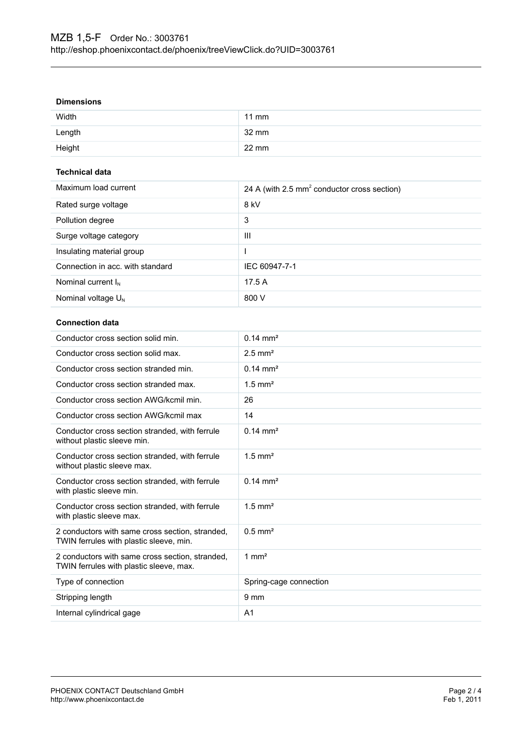### Dimensions

| | |
|---|---|
| Width | 11 mm |
| Length | 32 mm |
| Height | 22 mm |

### Technical data

| | |
|---|---|
| Maximum load current | 24 A (with 2.5 $mm^2$ conductor cross section) |
| Rated surge voltage | 8 kV |
| Pollution degree | 3 |
| Surge voltage category | III |
| Insulating material group | I |
| Connection in acc. with standard | IEC 60947-7-1 |
| Nominal current $I_N$ | 17.5 A |
| Nominal voltage $U_N$ | 800 V |

### Connection data

| | |
|---|---|
| Conductor cross section solid min. | 0.14 mm² |
| Conductor cross section solid max. | 2.5 mm² |
| Conductor cross section stranded min. | 0.14 mm² |
| Conductor cross section stranded max. | 1.5 mm² |
| Conductor cross section AWG/kcmil min. | 26 |
| Conductor cross section AWG/kcmil max | 14 |
| Conductor cross section stranded, with ferrule without plastic sleeve min. | 0.14 mm² |
| Conductor cross section stranded, with ferrule without plastic sleeve max. | 1.5 mm² |
| Conductor cross section stranded, with ferrule with plastic sleeve min. | 0.14 mm² |
| Conductor cross section stranded, with ferrule with plastic sleeve max. | 1.5 mm² |
| 2 conductors with same cross section, stranded, TWIN ferrules with plastic sleeve, min. | 0.5 mm² |
| 2 conductors with same cross section, stranded, TWIN ferrules with plastic sleeve, max. | 1 mm² |
| Type of connection | Spring-cage connection |
| Stripping length | 9 mm |
| Internal cylindrical gage | A1 |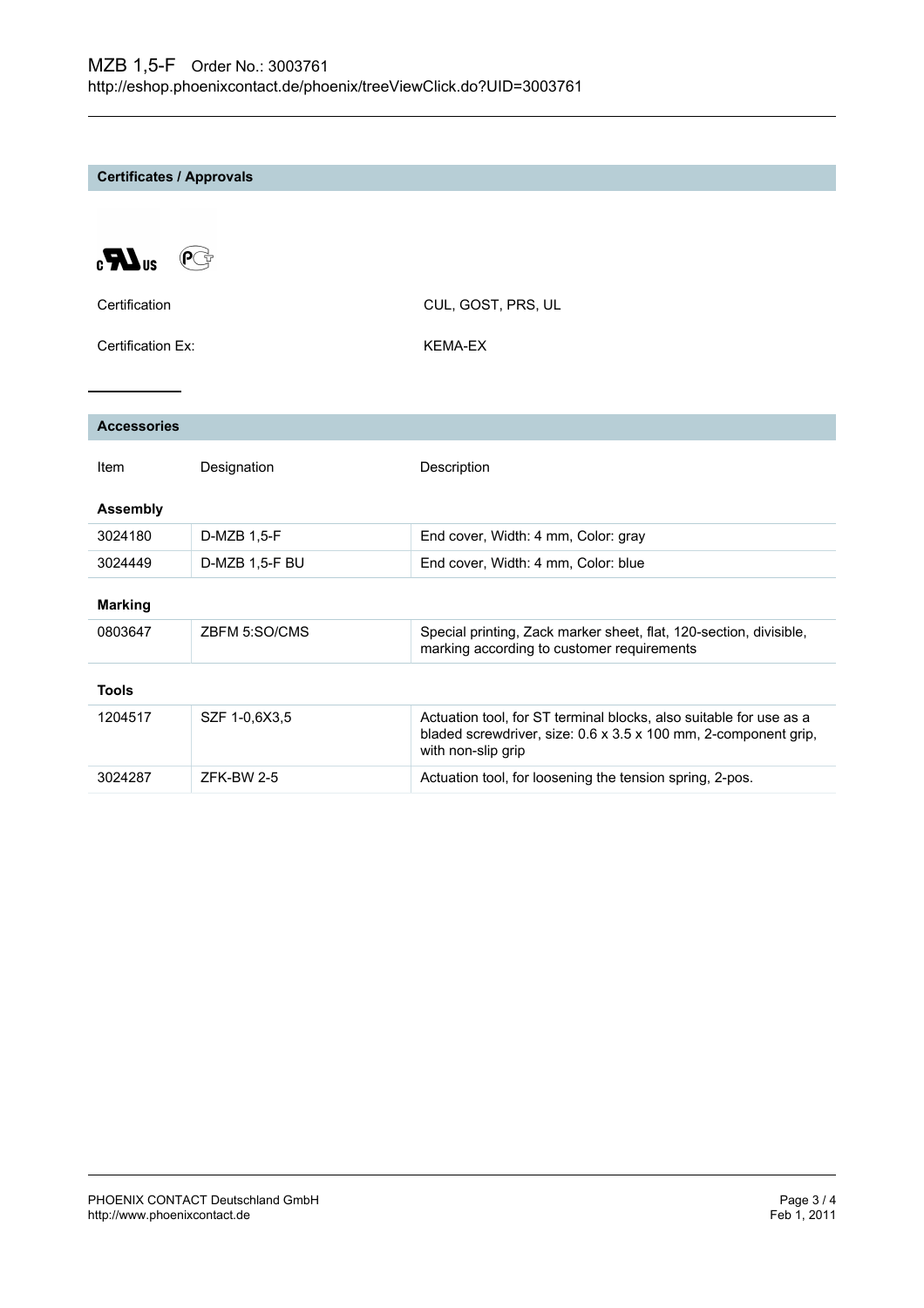## Certificates / Approvals

| | |
|---|---|
| Certification | CUL, GOST, PRS, UL |
| Certification Ex: | KEMA-EX |

## Accessories

| Item | Designation | Description |
|---|---|---|
| **Assembly** | | |
| 3024180 | D-MZB 1,5-F | End cover, Width: 4 mm, Color: gray |
| 3024449 | D-MZB 1,5-F BU | End cover, Width: 4 mm, Color: blue |
| **Marking** | | |
| 0803647 | ZBFM 5:SO/CMS | Special printing, Zack marker sheet, flat, 120-section, divisible, marking according to customer requirements |
| **Tools** | | |
| 1204517 | SZF 1-0,6X3,5 | Actuation tool, for ST terminal blocks, also suitable for use as a bladed screwdriver, size: 0.6 x 3.5 x 100 mm, 2-component grip, with non-slip grip |
| 3024287 | ZFK-BW 2-5 | Actuation tool, for loosening the tension spring, 2-pos. |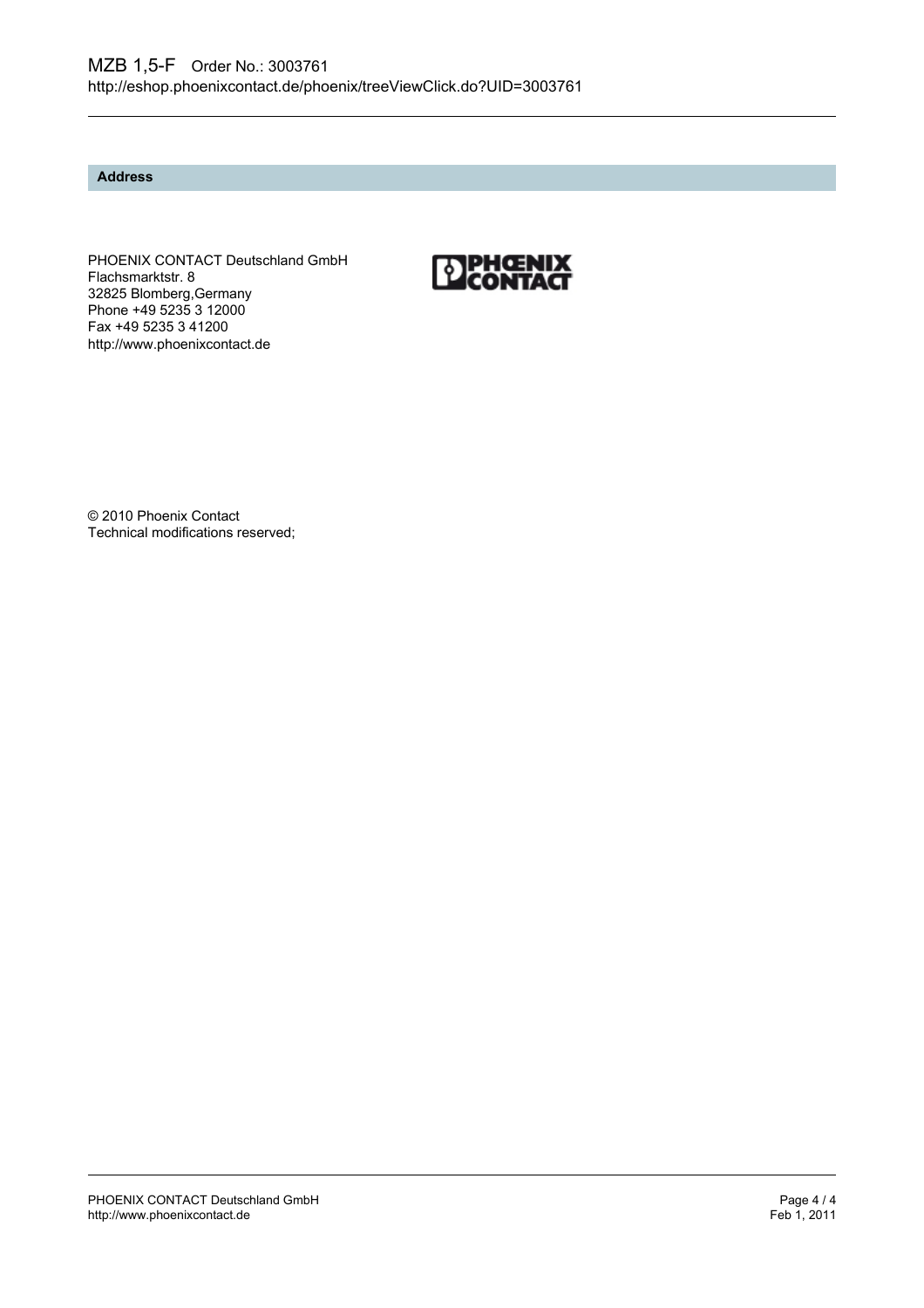## Address

PHOENIX CONTACT Deutschland GmbH
Flachsmarktstr. 8
32825 Blomberg,Germany
Phone +49 5235 3 12000
Fax +49 5235 3 41200
http://www.phoenixcontact.de

PHOENIX CONTACT

© 2010 Phoenix Contact
Technical modifications reserved;